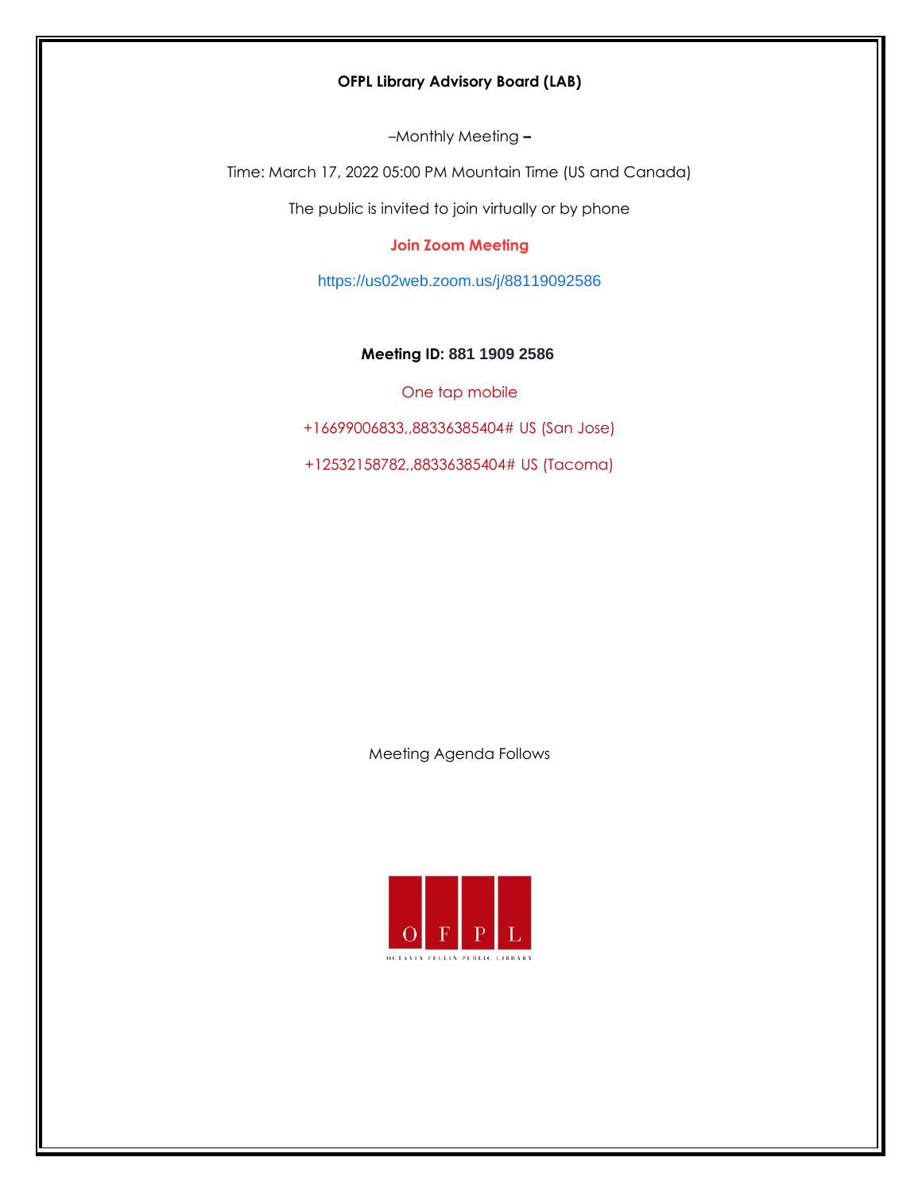**OFPL Library Advisory Board (LAB)**

–Monthly Meeting **–**

Time: March 17, 2022 05:00 PM Mountain Time (US and Canada)

The public is invited to join virtually or by phone

**Join Zoom Meeting**

https://us02web.zoom.us/j/88119092586

**Meeting ID: 881 1909 2586**

One tap mobile

+16699006833,,88336385404# US (San Jose)

+12532158782,,88336385404# US (Tacoma)

Meeting Agenda Follows

O F P L

OCTAVIA FELLIN PUBLIC LIBRARY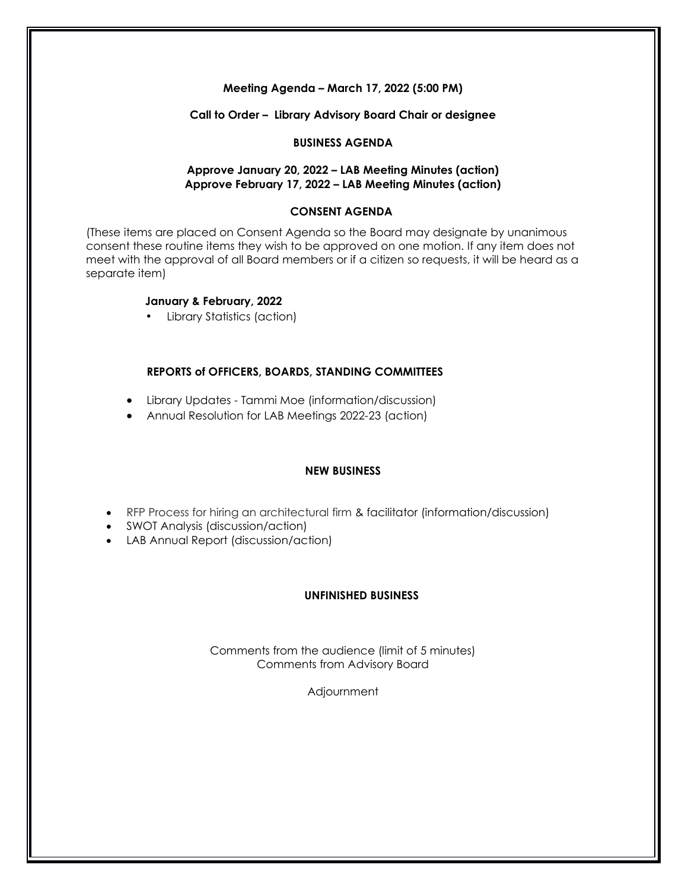**Meeting Agenda – March 17, 2022 (5:00 PM)**

**Call to Order – Library Advisory Board Chair or designee**

**BUSINESS AGENDA**

**Approve January 20, 2022 – LAB Meeting Minutes (action)**
**Approve February 17, 2022 – LAB Meeting Minutes (action)**

**CONSENT AGENDA**

(These items are placed on Consent Agenda so the Board may designate by unanimous consent these routine items they wish to be approved on one motion. If any item does not meet with the approval of all Board members or if a citizen so requests, it will be heard as a separate item)

**January & February, 2022**

- Library Statistics (action)

**REPORTS of OFFICERS, BOARDS, STANDING COMMITTEES**

- Library Updates - Tammi Moe (information/discussion)
- Annual Resolution for LAB Meetings 2022-23 (action)

**NEW BUSINESS**

- RFP Process for hiring an architectural firm & facilitator (information/discussion)
- SWOT Analysis (discussion/action)
- LAB Annual Report (discussion/action)

**UNFINISHED BUSINESS**

Comments from the audience (limit of 5 minutes)
Comments from Advisory Board

Adjournment